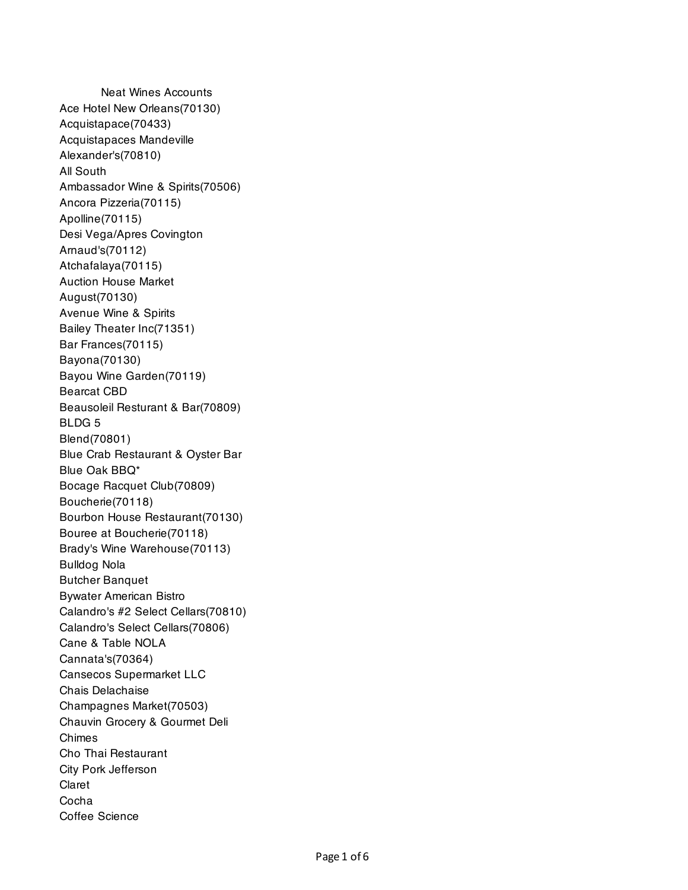# Neat Wines Accounts

Ace Hotel New Orleans(70130)
Acquistapace(70433)
Acquistapaces Mandeville
Alexander's(70810)
All South
Ambassador Wine & Spirits(70506)
Ancora Pizzeria(70115)
Apolline(70115)
Desi Vega/Apres Covington
Arnaud's(70112)
Atchafalaya(70115)
Auction House Market
August(70130)
Avenue Wine & Spirits
Bailey Theater Inc(71351)
Bar Frances(70115)
Bayona(70130)
Bayou Wine Garden(70119)
Bearcat CBD
Beausoleil Resturant & Bar(70809)
BLDG 5
Blend(70801)
Blue Crab Restaurant & Oyster Bar
Blue Oak BBQ*
Bocage Racquet Club(70809)
Boucherie(70118)
Bourbon House Restaurant(70130)
Bouree at Boucherie(70118)
Brady's Wine Warehouse(70113)
Bulldog Nola
Butcher Banquet
Bywater American Bistro
Calandro's #2 Select Cellars(70810)
Calandro's Select Cellars(70806)
Cane & Table NOLA
Cannata's(70364)
Cansecos Supermarket LLC
Chais Delachaise
Champagnes Market(70503)
Chauvin Grocery & Gourmet Deli
Chimes
Cho Thai Restaurant
City Pork Jefferson
Claret
Cocha
Coffee Science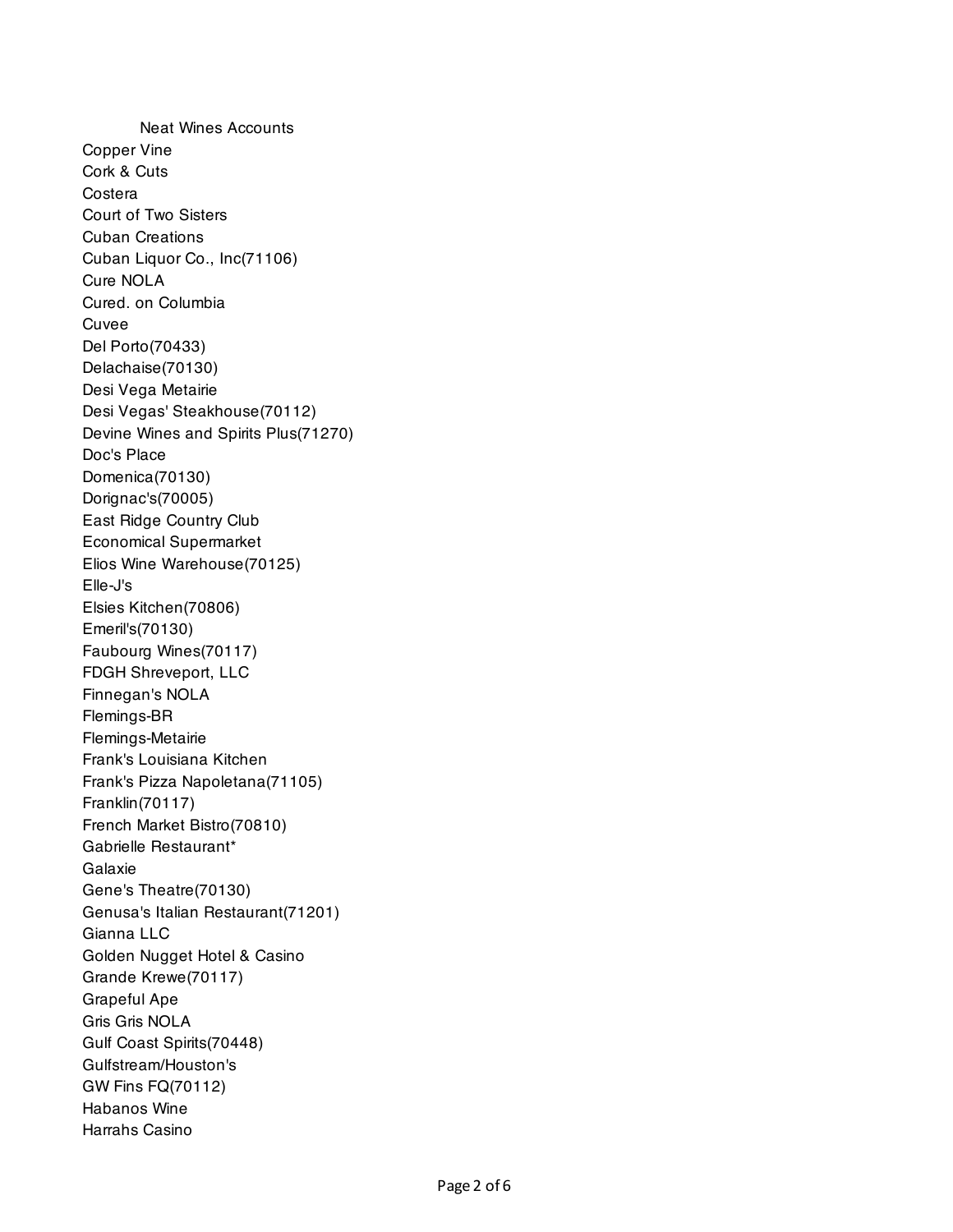Neat Wines Accounts

Copper Vine
Cork & Cuts
Costera
Court of Two Sisters
Cuban Creations
Cuban Liquor Co., Inc(71106)
Cure NOLA
Cured. on Columbia
Cuvee
Del Porto(70433)
Delachaise(70130)
Desi Vega Metairie
Desi Vegas' Steakhouse(70112)
Devine Wines and Spirits Plus(71270)
Doc's Place
Domenica(70130)
Dorignac's(70005)
East Ridge Country Club
Economical Supermarket
Elios Wine Warehouse(70125)
Elle-J's
Elsies Kitchen(70806)
Emeril's(70130)
Faubourg Wines(70117)
FDGH Shreveport, LLC
Finnegan's NOLA
Flemings-BR
Flemings-Metairie
Frank's Louisiana Kitchen
Frank's Pizza Napoletana(71105)
Franklin(70117)
French Market Bistro(70810)
Gabrielle Restaurant*
Galaxie
Gene's Theatre(70130)
Genusa's Italian Restaurant(71201)
Gianna LLC
Golden Nugget Hotel & Casino
Grande Krewe(70117)
Grapeful Ape
Gris Gris NOLA
Gulf Coast Spirits(70448)
Gulfstream/Houston's
GW Fins FQ(70112)
Habanos Wine
Harrahs Casino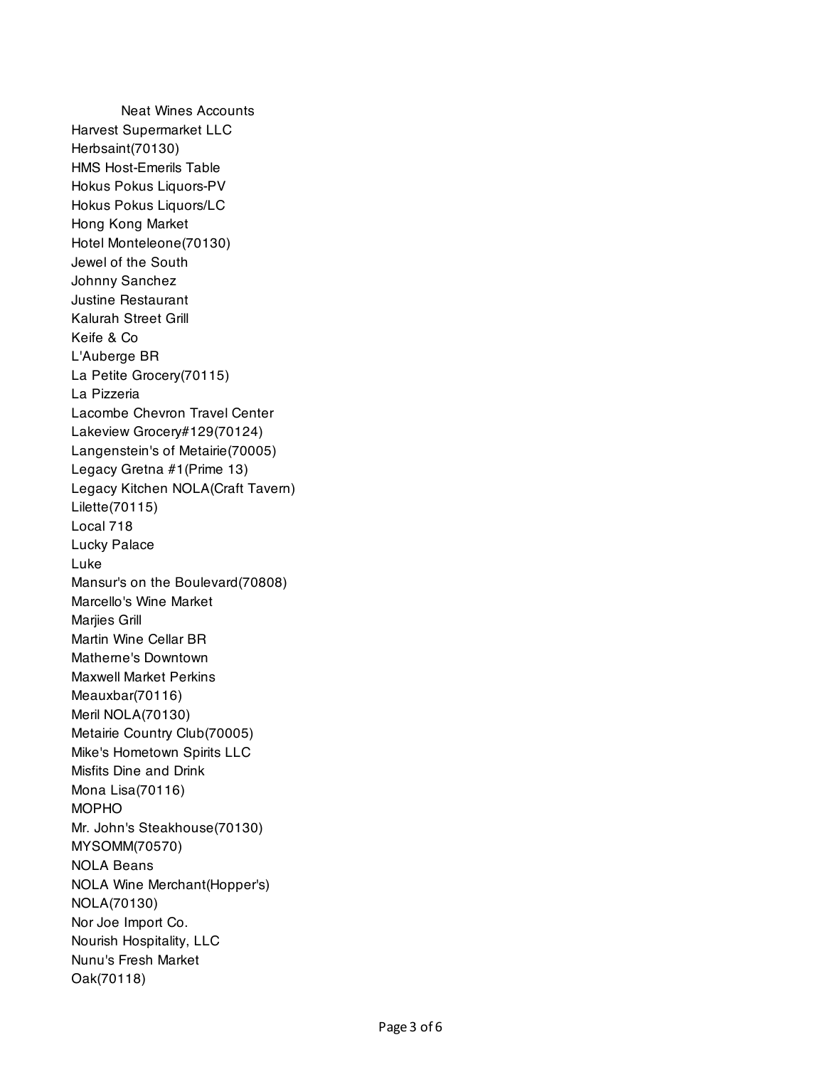Neat Wines Accounts

Harvest Supermarket LLC
Herbsaint(70130)
HMS Host-Emerils Table
Hokus Pokus Liquors-PV
Hokus Pokus Liquors/LC
Hong Kong Market
Hotel Monteleone(70130)
Jewel of the South
Johnny Sanchez
Justine Restaurant
Kalurah Street Grill
Keife & Co
L'Auberge BR
La Petite Grocery(70115)
La Pizzeria
Lacombe Chevron Travel Center
Lakeview Grocery#129(70124)
Langenstein's of Metairie(70005)
Legacy Gretna #1(Prime 13)
Legacy Kitchen NOLA(Craft Tavern)
Lilette(70115)
Local 718
Lucky Palace
Luke
Mansur's on the Boulevard(70808)
Marcello's Wine Market
Marjies Grill
Martin Wine Cellar BR
Matherne's Downtown
Maxwell Market Perkins
Meauxbar(70116)
Meril NOLA(70130)
Metairie Country Club(70005)
Mike's Hometown Spirits LLC
Misfits Dine and Drink
Mona Lisa(70116)
MOPHO
Mr. John's Steakhouse(70130)
MYSOMM(70570)
NOLA Beans
NOLA Wine Merchant(Hopper's)
NOLA(70130)
Nor Joe Import Co.
Nourish Hospitality, LLC
Nunu's Fresh Market
Oak(70118)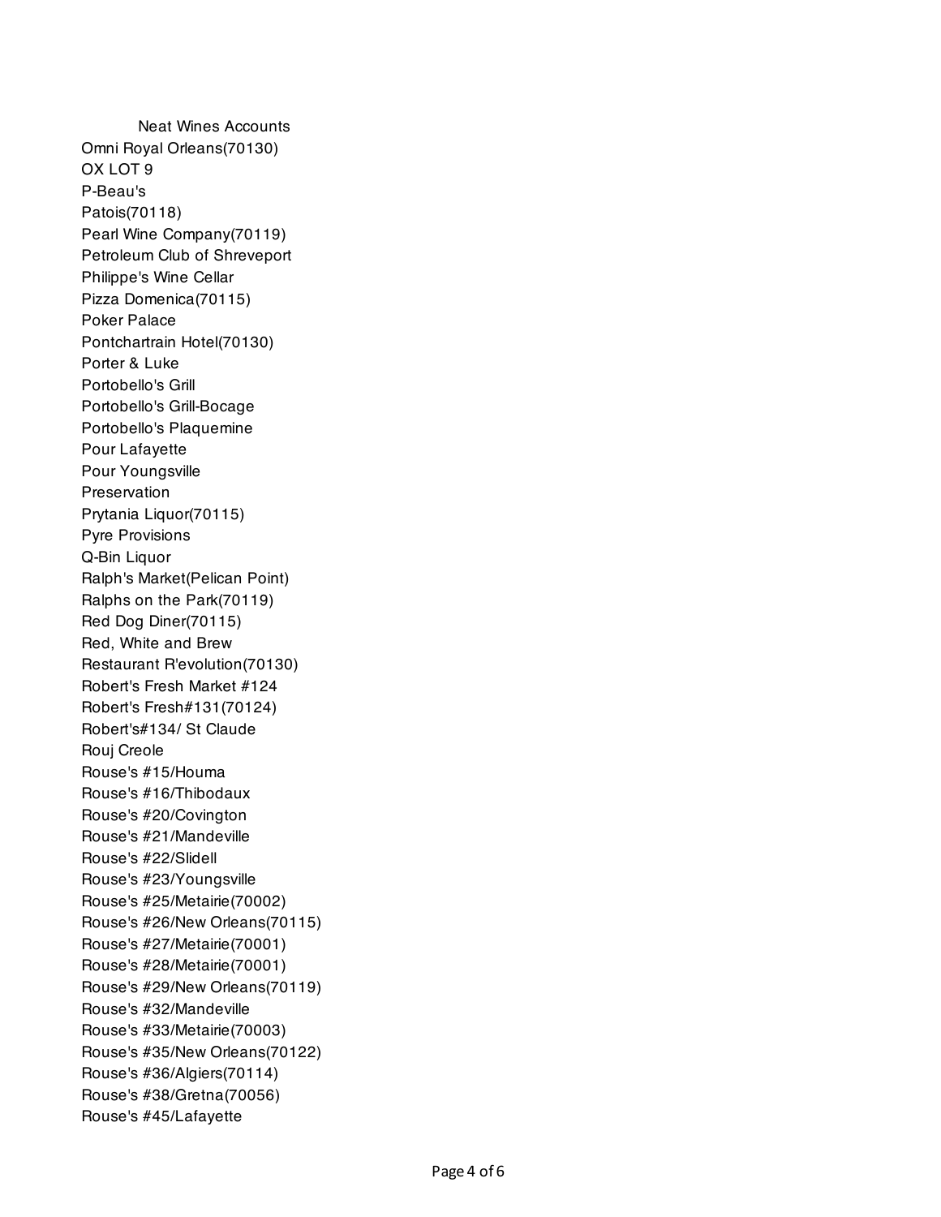Neat Wines Accounts

Omni Royal Orleans(70130)
OX LOT 9
P-Beau's
Patois(70118)
Pearl Wine Company(70119)
Petroleum Club of Shreveport
Philippe's Wine Cellar
Pizza Domenica(70115)
Poker Palace
Pontchartrain Hotel(70130)
Porter & Luke
Portobello's Grill
Portobello's Grill-Bocage
Portobello's Plaquemine
Pour Lafayette
Pour Youngsville
Preservation
Prytania Liquor(70115)
Pyre Provisions
Q-Bin Liquor
Ralph's Market(Pelican Point)
Ralphs on the Park(70119)
Red Dog Diner(70115)
Red, White and Brew
Restaurant R'evolution(70130)
Robert's Fresh Market #124
Robert's Fresh#131(70124)
Robert's#134/ St Claude
Rouj Creole
Rouse's #15/Houma
Rouse's #16/Thibodaux
Rouse's #20/Covington
Rouse's #21/Mandeville
Rouse's #22/Slidell
Rouse's #23/Youngsville
Rouse's #25/Metairie(70002)
Rouse's #26/New Orleans(70115)
Rouse's #27/Metairie(70001)
Rouse's #28/Metairie(70001)
Rouse's #29/New Orleans(70119)
Rouse's #32/Mandeville
Rouse's #33/Metairie(70003)
Rouse's #35/New Orleans(70122)
Rouse's #36/Algiers(70114)
Rouse's #38/Gretna(70056)
Rouse's #45/Lafayette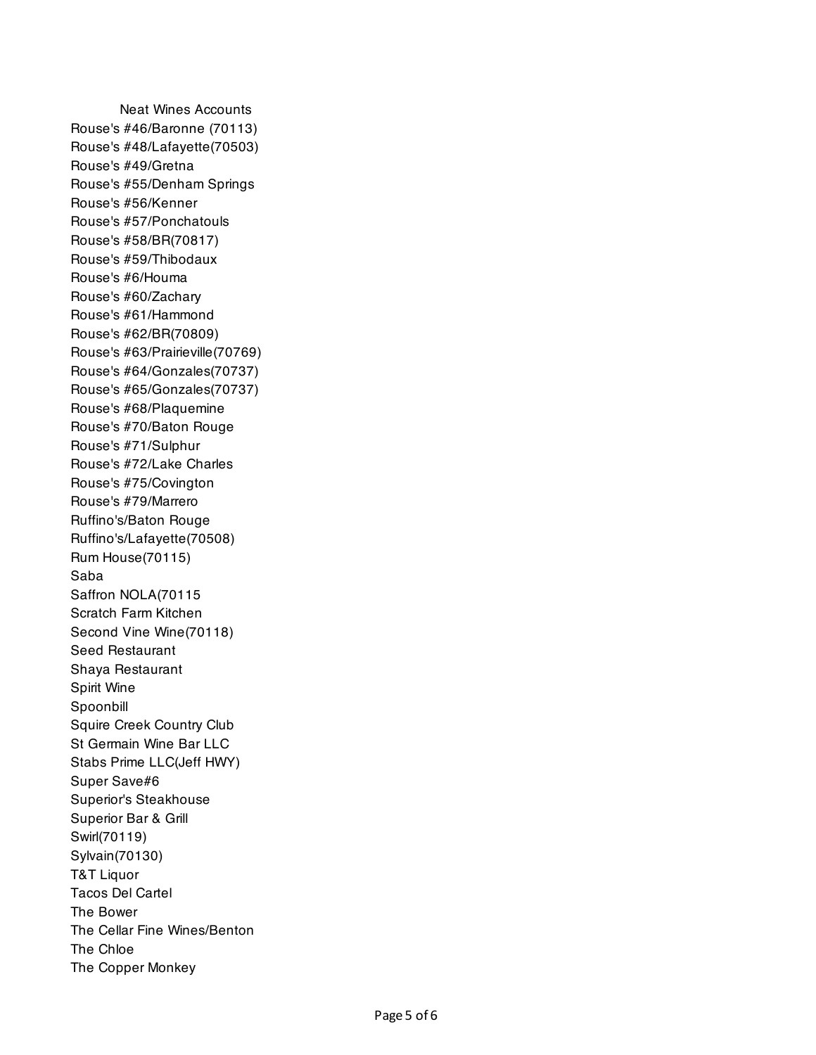Neat Wines Accounts

Rouse's #46/Baronne (70113)
Rouse's #48/Lafayette(70503)
Rouse's #49/Gretna
Rouse's #55/Denham Springs
Rouse's #56/Kenner
Rouse's #57/Ponchatouls
Rouse's #58/BR(70817)
Rouse's #59/Thibodaux
Rouse's #6/Houma
Rouse's #60/Zachary
Rouse's #61/Hammond
Rouse's #62/BR(70809)
Rouse's #63/Prairieville(70769)
Rouse's #64/Gonzales(70737)
Rouse's #65/Gonzales(70737)
Rouse's #68/Plaquemine
Rouse's #70/Baton Rouge
Rouse's #71/Sulphur
Rouse's #72/Lake Charles
Rouse's #75/Covington
Rouse's #79/Marrero
Ruffino's/Baton Rouge
Ruffino's/Lafayette(70508)
Rum House(70115)
Saba
Saffron NOLA(70115
Scratch Farm Kitchen
Second Vine Wine(70118)
Seed Restaurant
Shaya Restaurant
Spirit Wine
Spoonbill
Squire Creek Country Club
St Germain Wine Bar LLC
Stabs Prime LLC(Jeff HWY)
Super Save#6
Superior's Steakhouse
Superior Bar & Grill
Swirl(70119)
Sylvain(70130)
T&T Liquor
Tacos Del Cartel
The Bower
The Cellar Fine Wines/Benton
The Chloe
The Copper Monkey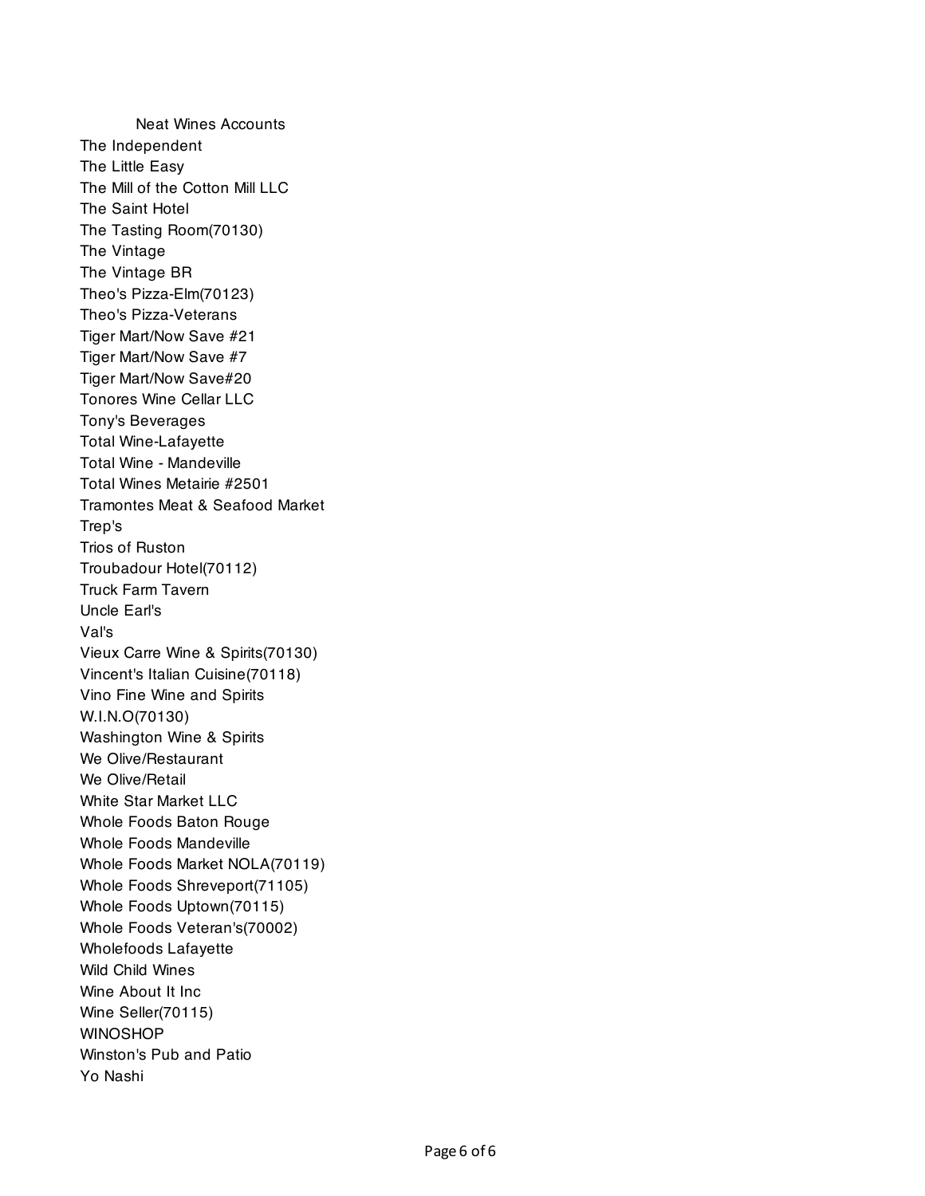Neat Wines Accounts

The Independent
The Little Easy
The Mill of the Cotton Mill LLC
The Saint Hotel
The Tasting Room(70130)
The Vintage
The Vintage BR
Theo's Pizza-Elm(70123)
Theo's Pizza-Veterans
Tiger Mart/Now Save #21
Tiger Mart/Now Save #7
Tiger Mart/Now Save#20
Tonores Wine Cellar LLC
Tony's Beverages
Total Wine-Lafayette
Total Wine - Mandeville
Total Wines Metairie #2501
Tramontes Meat & Seafood Market
Trep's
Trios of Ruston
Troubadour Hotel(70112)
Truck Farm Tavern
Uncle Earl's
Val's
Vieux Carre Wine & Spirits(70130)
Vincent's Italian Cuisine(70118)
Vino Fine Wine and Spirits
W.I.N.O(70130)
Washington Wine & Spirits
We Olive/Restaurant
We Olive/Retail
White Star Market LLC
Whole Foods Baton Rouge
Whole Foods Mandeville
Whole Foods Market NOLA(70119)
Whole Foods Shreveport(71105)
Whole Foods Uptown(70115)
Whole Foods Veteran's(70002)
Wholefoods Lafayette
Wild Child Wines
Wine About It Inc
Wine Seller(70115)
WINOSHOP
Winston's Pub and Patio
Yo Nashi